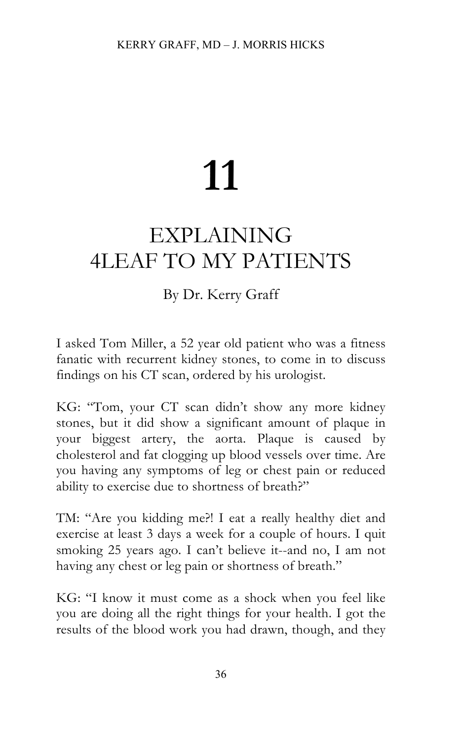# 11

## EXPLAINING 4LEAF TO MY PATIENTS

By Dr. Kerry Graff

I asked Tom Miller, a 52 year old patient who was a fitness fanatic with recurrent kidney stones, to come in to discuss findings on his CT scan, ordered by his urologist.

KG: "Tom, your CT scan didn't show any more kidney stones, but it did show a significant amount of plaque in your biggest artery, the aorta. Plaque is caused by cholesterol and fat clogging up blood vessels over time. Are you having any symptoms of leg or chest pain or reduced ability to exercise due to shortness of breath?"

TM: "Are you kidding me?! I eat a really healthy diet and exercise at least 3 days a week for a couple of hours. I quit smoking 25 years ago. I can't believe it--and no, I am not having any chest or leg pain or shortness of breath."

KG: "I know it must come as a shock when you feel like you are doing all the right things for your health. I got the results of the blood work you had drawn, though, and they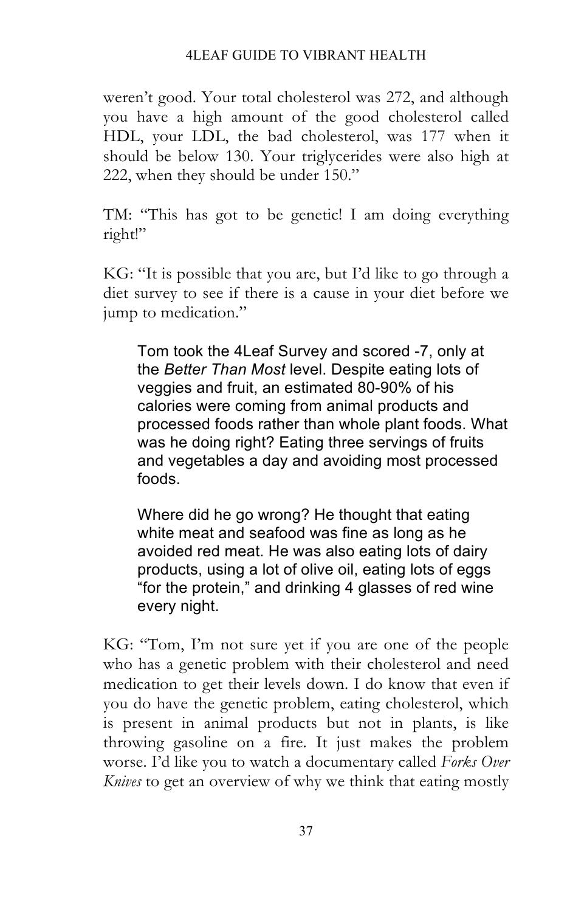weren't good. Your total cholesterol was 272, and although you have a high amount of the good cholesterol called HDL, your LDL, the bad cholesterol, was 177 when it should be below 130. Your triglycerides were also high at 222, when they should be under 150."

TM: "This has got to be genetic! I am doing everything right!"

KG: "It is possible that you are, but I'd like to go through a diet survey to see if there is a cause in your diet before we jump to medication."

> Tom took the 4Leaf Survey and scored -7, only at the *Better Than Most* level. Despite eating lots of veggies and fruit, an estimated 80-90% of his calories were coming from animal products and processed foods rather than whole plant foods. What was he doing right? Eating three servings of fruits and vegetables a day and avoiding most processed foods.
>
> Where did he go wrong? He thought that eating white meat and seafood was fine as long as he avoided red meat. He was also eating lots of dairy products, using a lot of olive oil, eating lots of eggs "for the protein," and drinking 4 glasses of red wine every night.

KG: "Tom, I'm not sure yet if you are one of the people who has a genetic problem with their cholesterol and need medication to get their levels down. I do know that even if you do have the genetic problem, eating cholesterol, which is present in animal products but not in plants, is like throwing gasoline on a fire. It just makes the problem worse. I'd like you to watch a documentary called *Forks Over Knives* to get an overview of why we think that eating mostly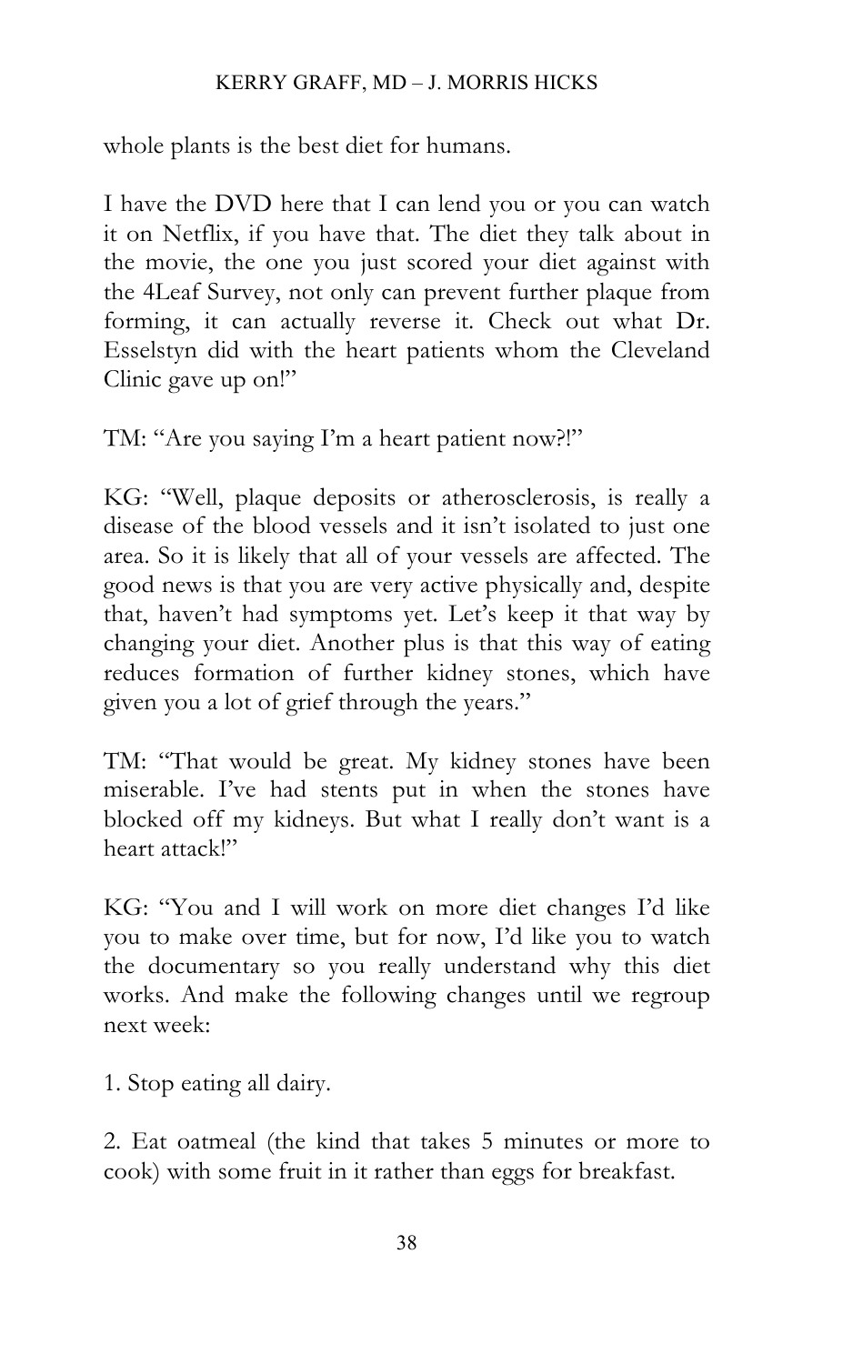whole plants is the best diet for humans.

I have the DVD here that I can lend you or you can watch it on Netflix, if you have that. The diet they talk about in the movie, the one you just scored your diet against with the 4Leaf Survey, not only can prevent further plaque from forming, it can actually reverse it. Check out what Dr. Esselstyn did with the heart patients whom the Cleveland Clinic gave up on!"

TM: "Are you saying I'm a heart patient now?!"

KG: "Well, plaque deposits or atherosclerosis, is really a disease of the blood vessels and it isn't isolated to just one area. So it is likely that all of your vessels are affected. The good news is that you are very active physically and, despite that, haven't had symptoms yet. Let's keep it that way by changing your diet. Another plus is that this way of eating reduces formation of further kidney stones, which have given you a lot of grief through the years."

TM: "That would be great. My kidney stones have been miserable. I've had stents put in when the stones have blocked off my kidneys. But what I really don't want is a heart attack!"

KG: "You and I will work on more diet changes I'd like you to make over time, but for now, I'd like you to watch the documentary so you really understand why this diet works. And make the following changes until we regroup next week:

1. Stop eating all dairy.

2. Eat oatmeal (the kind that takes 5 minutes or more to cook) with some fruit in it rather than eggs for breakfast.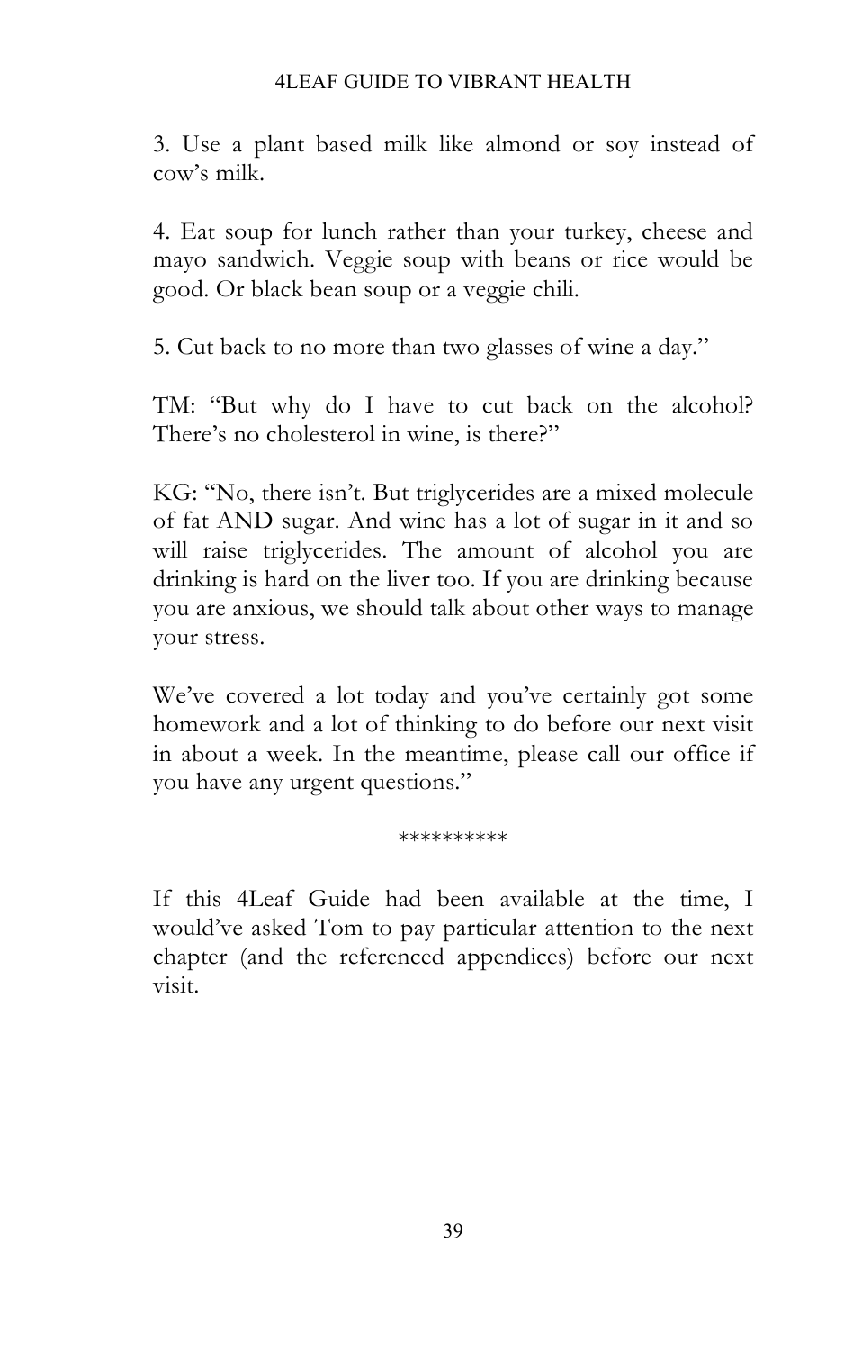3. Use a plant based milk like almond or soy instead of cow's milk.

4. Eat soup for lunch rather than your turkey, cheese and mayo sandwich. Veggie soup with beans or rice would be good. Or black bean soup or a veggie chili.

5. Cut back to no more than two glasses of wine a day."

TM: "But why do I have to cut back on the alcohol? There's no cholesterol in wine, is there?"

KG: "No, there isn't. But triglycerides are a mixed molecule of fat AND sugar. And wine has a lot of sugar in it and so will raise triglycerides. The amount of alcohol you are drinking is hard on the liver too. If you are drinking because you are anxious, we should talk about other ways to manage your stress.

We've covered a lot today and you've certainly got some homework and a lot of thinking to do before our next visit in about a week. In the meantime, please call our office if you have any urgent questions."

**********

If this 4Leaf Guide had been available at the time, I would've asked Tom to pay particular attention to the next chapter (and the referenced appendices) before our next visit.